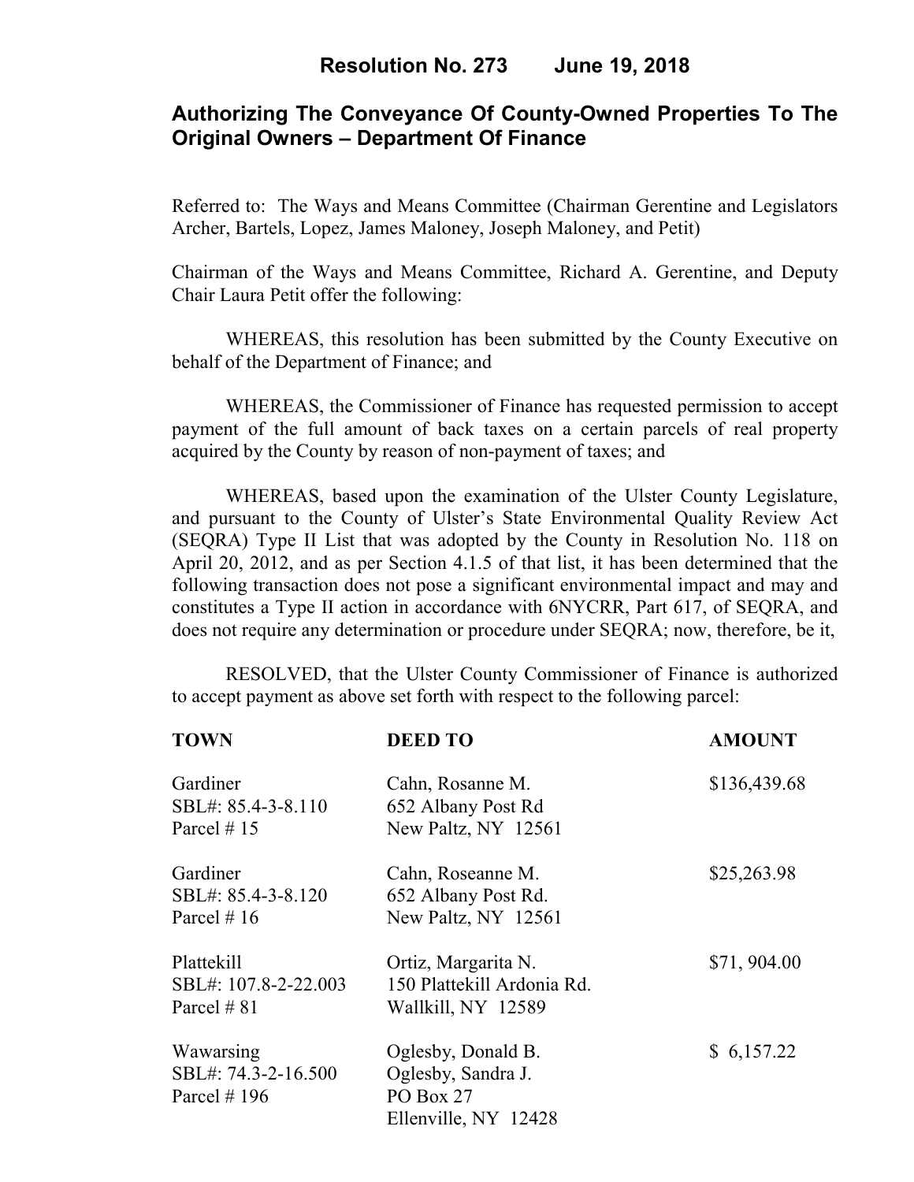# Resolution No. 273 June 19, 2018

## Authorizing The Conveyance Of County-Owned Properties To The Original Owners – Department Of Finance

Referred to: The Ways and Means Committee (Chairman Gerentine and Legislators Archer, Bartels, Lopez, James Maloney, Joseph Maloney, and Petit)

Chairman of the Ways and Means Committee, Richard A. Gerentine, and Deputy Chair Laura Petit offer the following:

WHEREAS, this resolution has been submitted by the County Executive on behalf of the Department of Finance; and

WHEREAS, the Commissioner of Finance has requested permission to accept payment of the full amount of back taxes on a certain parcels of real property acquired by the County by reason of non-payment of taxes; and

WHEREAS, based upon the examination of the Ulster County Legislature, and pursuant to the County of Ulster's State Environmental Quality Review Act (SEQRA) Type II List that was adopted by the County in Resolution No. 118 on April 20, 2012, and as per Section 4.1.5 of that list, it has been determined that the following transaction does not pose a significant environmental impact and may and constitutes a Type II action in accordance with 6NYCRR, Part 617, of SEQRA, and does not require any determination or procedure under SEQRA; now, therefore, be it,

RESOLVED, that the Ulster County Commissioner of Finance is authorized to accept payment as above set forth with respect to the following parcel:

| TOWN | DEED TO | AMOUNT |
|---|---|---|
| Gardiner<br>SBL#: 85.4-3-8.110<br>Parcel # 15 | Cahn, Rosanne M.<br>652 Albany Post Rd<br>New Paltz, NY 12561 | $136,439.68 |
| Gardiner<br>SBL#: 85.4-3-8.120<br>Parcel # 16 | Cahn, Roseanne M.<br>652 Albany Post Rd.<br>New Paltz, NY 12561 | $25,263.98 |
| Plattekill<br>SBL#: 107.8-2-22.003<br>Parcel # 81 | Ortiz, Margarita N.<br>150 Plattekill Ardonia Rd.<br>Wallkill, NY 12589 | $71, 904.00 |
| Wawarsing<br>SBL#: 74.3-2-16.500<br>Parcel # 196 | Oglesby, Donald B.<br>Oglesby, Sandra J.<br>PO Box 27<br>Ellenville, NY 12428 | $ 6,157.22 |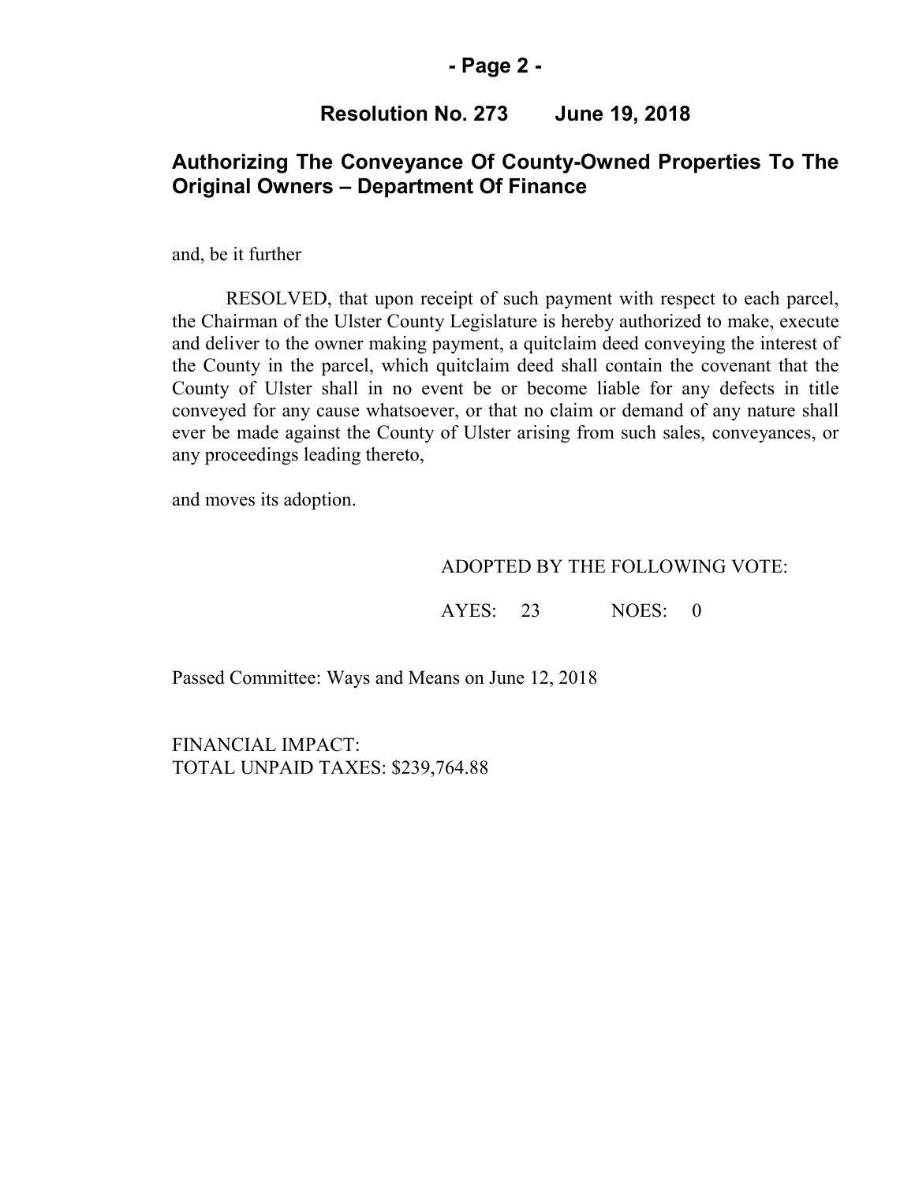## Resolution No. 273 June 19, 2018

## Authorizing The Conveyance Of County-Owned Properties To The Original Owners – Department Of Finance

and, be it further

RESOLVED, that upon receipt of such payment with respect to each parcel, the Chairman of the Ulster County Legislature is hereby authorized to make, execute and deliver to the owner making payment, a quitclaim deed conveying the interest of the County in the parcel, which quitclaim deed shall contain the covenant that the County of Ulster shall in no event be or become liable for any defects in title conveyed for any cause whatsoever, or that no claim or demand of any nature shall ever be made against the County of Ulster arising from such sales, conveyances, or any proceedings leading thereto,

and moves its adoption.

ADOPTED BY THE FOLLOWING VOTE:

AYES: 23 NOES: 0

Passed Committee: Ways and Means on June 12, 2018

FINANCIAL IMPACT:
TOTAL UNPAID TAXES: $239,764.88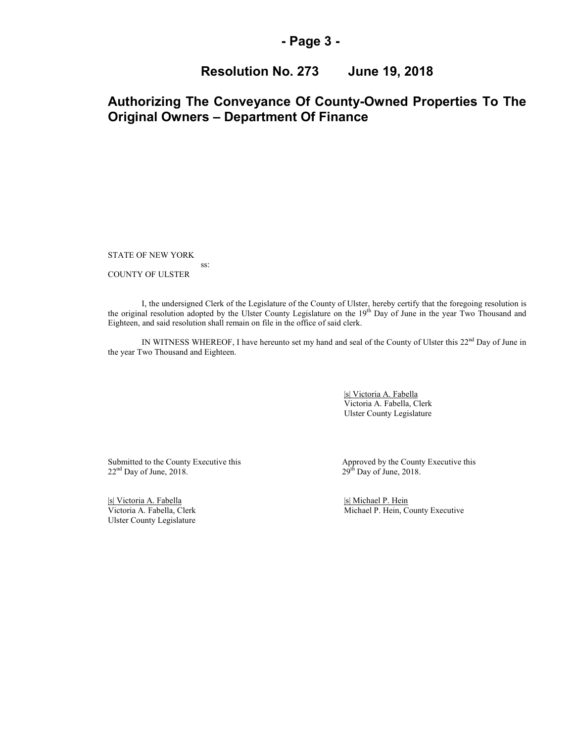## Resolution No. 273 June 19, 2018

## Authorizing The Conveyance Of County-Owned Properties To The Original Owners – Department Of Finance

STATE OF NEW YORK
ss:
COUNTY OF ULSTER

I, the undersigned Clerk of the Legislature of the County of Ulster, hereby certify that the foregoing resolution is the original resolution adopted by the Ulster County Legislature on the 19th Day of June in the year Two Thousand and Eighteen, and said resolution shall remain on file in the office of said clerk.

IN WITNESS WHEREOF, I have hereunto set my hand and seal of the County of Ulster this 22nd Day of June in the year Two Thousand and Eighteen.

|s| Victoria A. Fabella
Victoria A. Fabella, Clerk
Ulster County Legislature

Submitted to the County Executive this
22nd Day of June, 2018.

|s| Victoria A. Fabella
Victoria A. Fabella, Clerk
Ulster County Legislature

Approved by the County Executive this
29th Day of June, 2018.

|s| Michael P. Hein
Michael P. Hein, County Executive